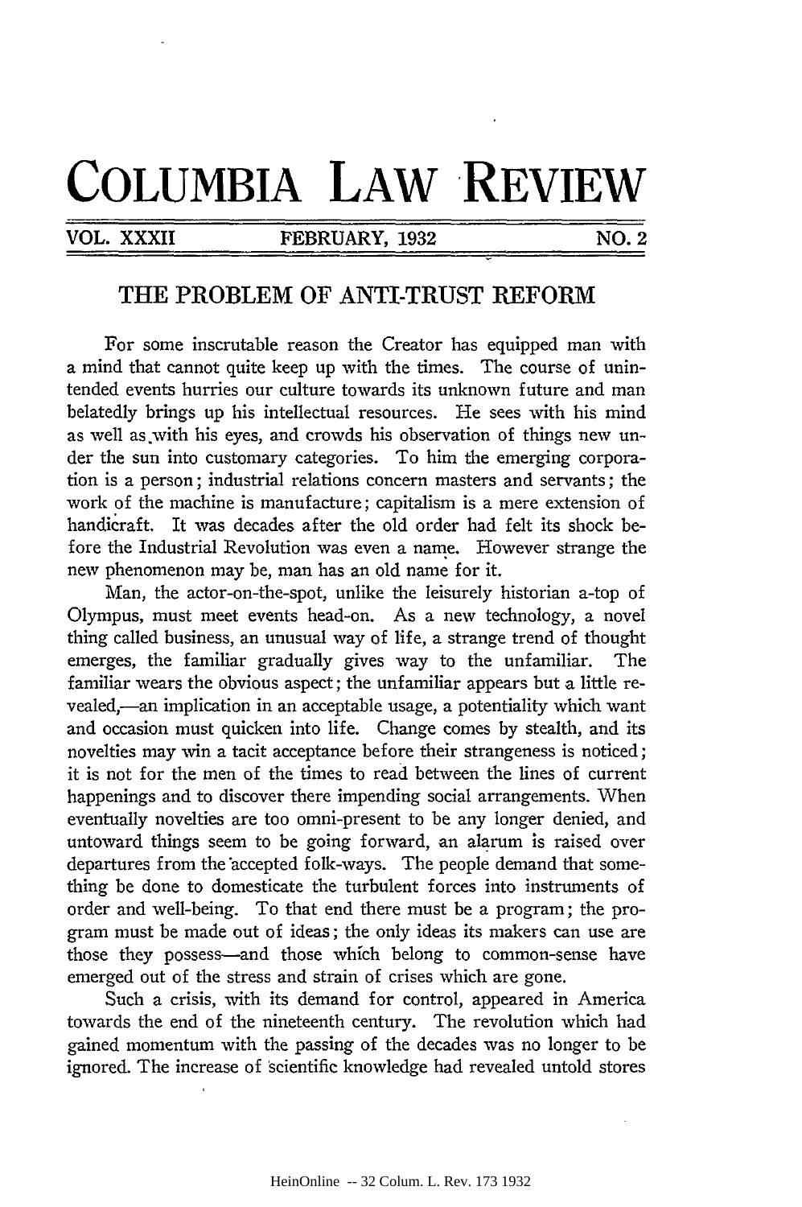# COLUMBIA LAW REVIEW

VOL. XXXII FEBRUARY, 1932 NO. 2

## THE PROBLEM OF ANTI-TRUST REFORM

For some inscrutable reason the Creator has equipped man with a mind that cannot quite keep up with the times. The course of unintended events hurries our culture towards its unknown future and man belatedly brings up his intellectual resources. He sees with his mind as well as with his eyes, and crowds his observation of things new under the sun into customary categories. To him the emerging corporation is a person; industrial relations concern masters and servants; the work of the machine is manufacture; capitalism is a mere extension of handicraft. It was decades after the old order had felt its shock before the Industrial Revolution was even a name. However strange the new phenomenon may be, man has an old name for it.

Man, the actor-on-the-spot, unlike the leisurely historian a-top of Olympus, must meet events head-on. As a new technology, a novel thing called business, an unusual way of life, a strange trend of thought emerges, the familiar gradually gives way to the unfamiliar. The familiar wears the obvious aspect; the unfamiliar appears but a little revealed,—an implication in an acceptable usage, a potentiality which want and occasion must quicken into life. Change comes by stealth, and its novelties may win a tacit acceptance before their strangeness is noticed; it is not for the men of the times to read between the lines of current happenings and to discover there impending social arrangements. When eventually novelties are too omni-present to be any longer denied, and untoward things seem to be going forward, an alarum is raised over departures from the accepted folk-ways. The people demand that something be done to domesticate the turbulent forces into instruments of order and well-being. To that end there must be a program; the program must be made out of ideas; the only ideas its makers can use are those they possess—and those which belong to common-sense have emerged out of the stress and strain of crises which are gone.

Such a crisis, with its demand for control, appeared in America towards the end of the nineteenth century. The revolution which had gained momentum with the passing of the decades was no longer to be ignored. The increase of scientific knowledge had revealed untold stores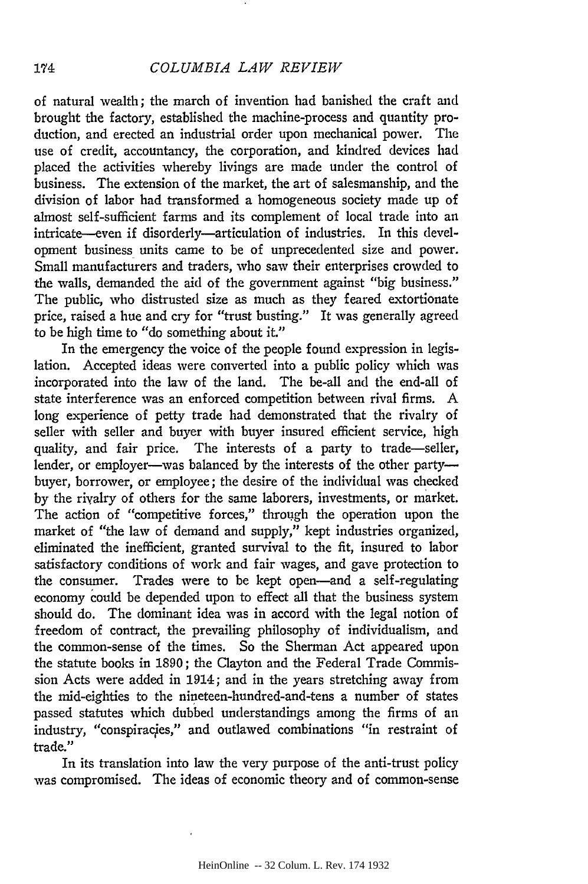of natural wealth; the march of invention had banished the craft and brought the factory, established the machine-process and quantity production, and erected an industrial order upon mechanical power. The use of credit, accountancy, the corporation, and kindred devices had placed the activities whereby livings are made under the control of business. The extension of the market, the art of salesmanship, and the division of labor had transformed a homogeneous society made up of almost self-sufficient farms and its complement of local trade into an intricate—even if disorderly—articulation of industries. In this development business units came to be of unprecedented size and power. Small manufacturers and traders, who saw their enterprises crowded to the walls, demanded the aid of the government against "big business." The public, who distrusted size as much as they feared extortionate price, raised a hue and cry for "trust busting." It was generally agreed to be high time to "do something about it."

In the emergency the voice of the people found expression in legislation. Accepted ideas were converted into a public policy which was incorporated into the law of the land. The be-all and the end-all of state interference was an enforced competition between rival firms. A long experience of petty trade had demonstrated that the rivalry of seller with seller and buyer with buyer insured efficient service, high quality, and fair price. The interests of a party to trade—seller, lender, or employer—was balanced by the interests of the other party—buyer, borrower, or employee; the desire of the individual was checked by the rivalry of others for the same laborers, investments, or market. The action of "competitive forces," through the operation upon the market of "the law of demand and supply," kept industries organized, eliminated the inefficient, granted survival to the fit, insured to labor satisfactory conditions of work and fair wages, and gave protection to the consumer. Trades were to be kept open—and a self-regulating economy could be depended upon to effect all that the business system should do. The dominant idea was in accord with the legal notion of freedom of contract, the prevailing philosophy of individualism, and the common-sense of the times. So the Sherman Act appeared upon the statute books in 1890; the Clayton and the Federal Trade Commission Acts were added in 1914; and in the years stretching away from the mid-eighties to the nineteen-hundred-and-tens a number of states passed statutes which dubbed understandings among the firms of an industry, "conspiracies," and outlawed combinations "in restraint of trade."

In its translation into law the very purpose of the anti-trust policy was compromised. The ideas of economic theory and of common-sense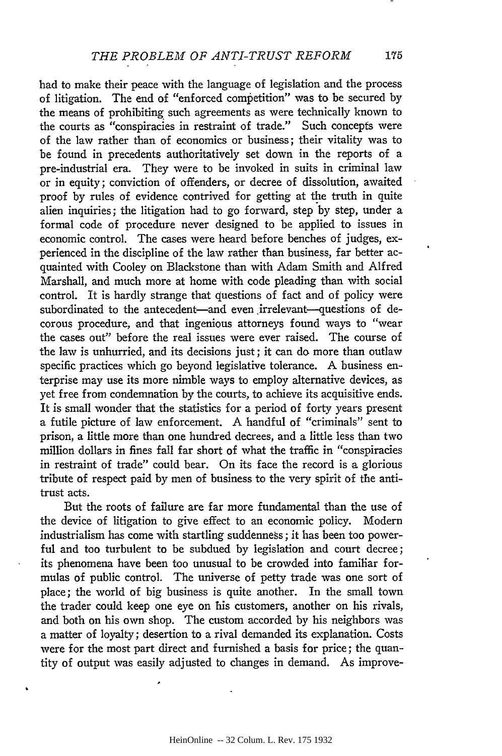had to make their peace with the language of legislation and the process of litigation. The end of "enforced competition" was to be secured by the means of prohibiting such agreements as were technically known to the courts as "conspiracies in restraint of trade." Such concepts were of the law rather than of economics or business; their vitality was to be found in precedents authoritatively set down in the reports of a pre-industrial era. They were to be invoked in suits in criminal law or in equity; conviction of offenders, or decree of dissolution, awaited proof by rules of evidence contrived for getting at the truth in quite alien inquiries; the litigation had to go forward, step by step, under a formal code of procedure never designed to be applied to issues in economic control. The cases were heard before benches of judges, experienced in the discipline of the law rather than business, far better acquainted with Cooley on Blackstone than with Adam Smith and Alfred Marshall, and much more at home with code pleading than with social control. It is hardly strange that questions of fact and of policy were subordinated to the antecedent—and even irrelevant—questions of decorous procedure, and that ingenious attorneys found ways to "wear the cases out" before the real issues were ever raised. The course of the law is unhurried, and its decisions just; it can do more than outlaw specific practices which go beyond legislative tolerance. A business enterprise may use its more nimble ways to employ alternative devices, as yet free from condemnation by the courts, to achieve its acquisitive ends. It is small wonder that the statistics for a period of forty years present a futile picture of law enforcement. A handful of "criminals" sent to prison, a little more than one hundred decrees, and a little less than two million dollars in fines fall far short of what the traffic in "conspiracies in restraint of trade" could bear. On its face the record is a glorious tribute of respect paid by men of business to the very spirit of the anti-trust acts.

But the roots of failure are far more fundamental than the use of the device of litigation to give effect to an economic policy. Modern industrialism has come with startling suddenness; it has been too powerful and too turbulent to be subdued by legislation and court decree; its phenomena have been too unusual to be crowded into familiar formulas of public control. The universe of petty trade was one sort of place; the world of big business is quite another. In the small town the trader could keep one eye on his customers, another on his rivals, and both on his own shop. The custom accorded by his neighbors was a matter of loyalty; desertion to a rival demanded its explanation. Costs were for the most part direct and furnished a basis for price; the quantity of output was easily adjusted to changes in demand. As improve-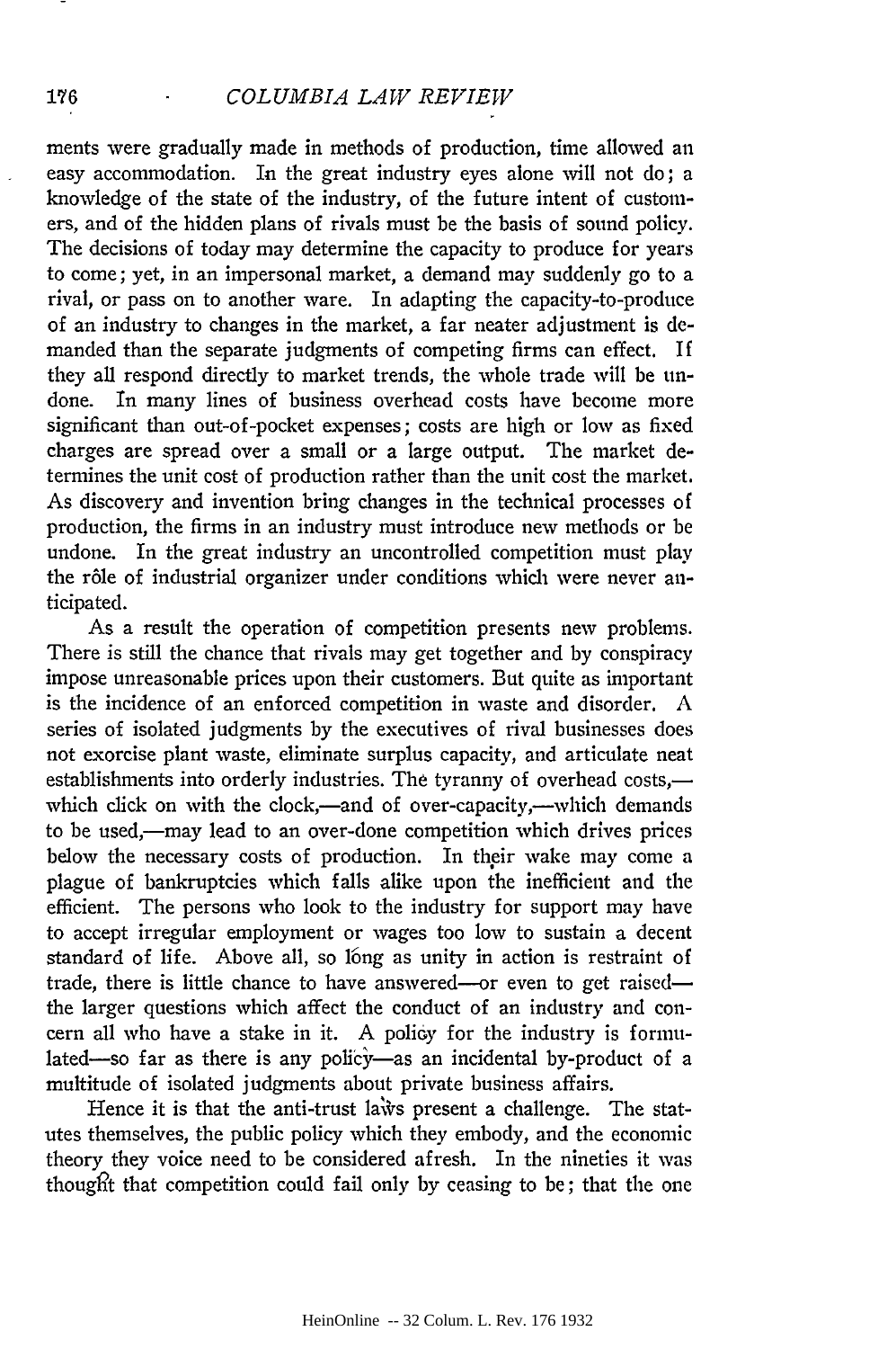ments were gradually made in methods of production, time allowed an easy accommodation. In the great industry eyes alone will not do; a knowledge of the state of the industry, of the future intent of customers, and of the hidden plans of rivals must be the basis of sound policy. The decisions of today may determine the capacity to produce for years to come; yet, in an impersonal market, a demand may suddenly go to a rival, or pass on to another ware. In adapting the capacity-to-produce of an industry to changes in the market, a far neater adjustment is demanded than the separate judgments of competing firms can effect. If they all respond directly to market trends, the whole trade will be undone. In many lines of business overhead costs have become more significant than out-of-pocket expenses; costs are high or low as fixed charges are spread over a small or a large output. The market determines the unit cost of production rather than the unit cost the market. As discovery and invention bring changes in the technical processes of production, the firms in an industry must introduce new methods or be undone. In the great industry an uncontrolled competition must play the rôle of industrial organizer under conditions which were never anticipated.

As a result the operation of competition presents new problems. There is still the chance that rivals may get together and by conspiracy impose unreasonable prices upon their customers. But quite as important is the incidence of an enforced competition in waste and disorder. A series of isolated judgments by the executives of rival businesses does not exorcise plant waste, eliminate surplus capacity, and articulate neat establishments into orderly industries. The tyranny of overhead costs,—which click on with the clock,—and of over-capacity,—which demands to be used,—may lead to an over-done competition which drives prices below the necessary costs of production. In their wake may come a plague of bankruptcies which falls alike upon the inefficient and the efficient. The persons who look to the industry for support may have to accept irregular employment or wages too low to sustain a decent standard of life. Above all, so long as unity in action is restraint of trade, there is little chance to have answered—or even to get raised—the larger questions which affect the conduct of an industry and concern all who have a stake in it. A policy for the industry is formulated—so far as there is any policy—as an incidental by-product of a multitude of isolated judgments about private business affairs.

Hence it is that the anti-trust laws present a challenge. The statutes themselves, the public policy which they embody, and the economic theory they voice need to be considered afresh. In the nineties it was thought that competition could fail only by ceasing to be; that the one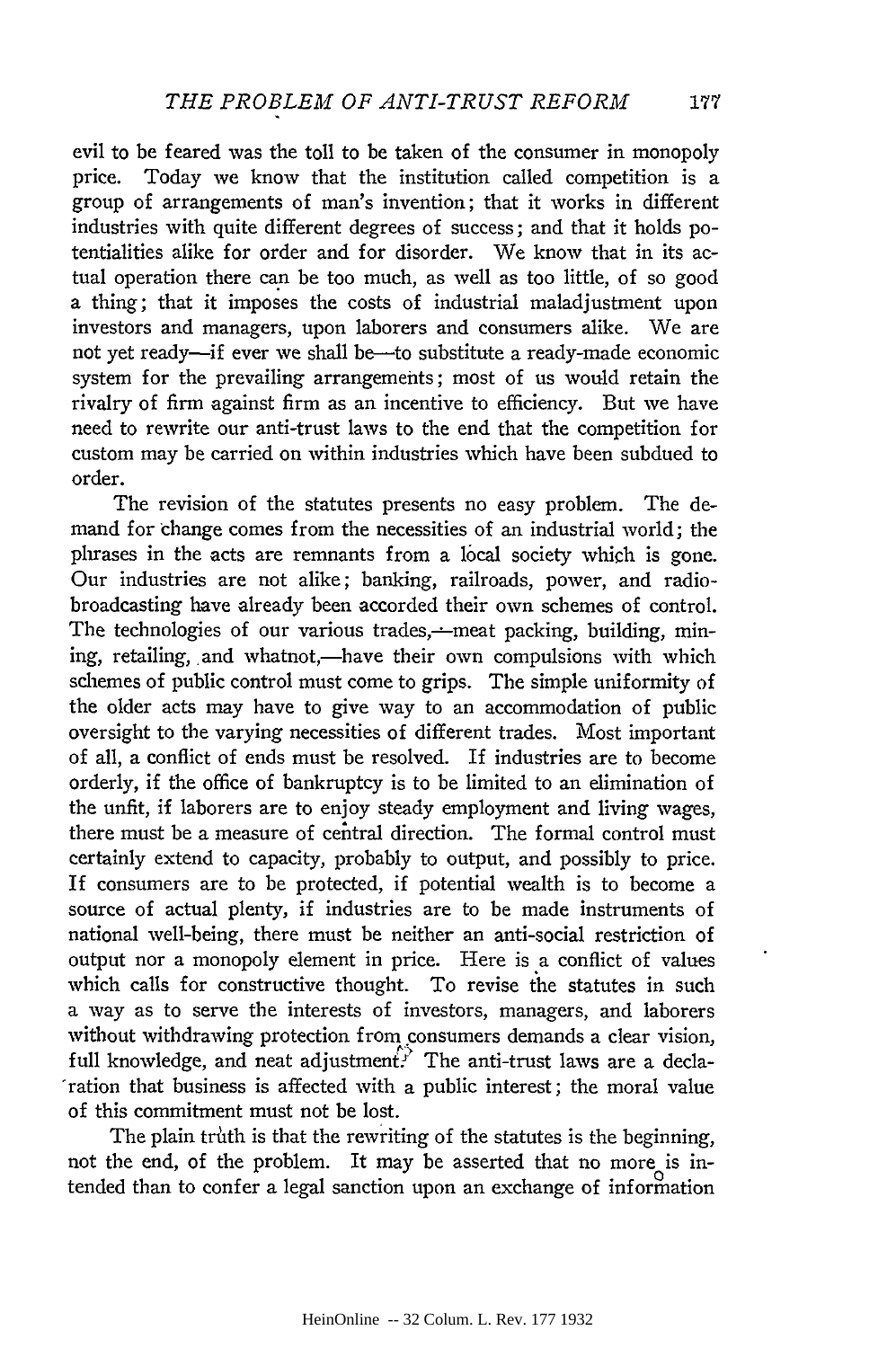evil to be feared was the toll to be taken of the consumer in monopoly price. Today we know that the institution called competition is a group of arrangements of man's invention; that it works in different industries with quite different degrees of success; and that it holds potentialities alike for order and for disorder. We know that in its actual operation there can be too much, as well as too little, of so good a thing; that it imposes the costs of industrial maladjustment upon investors and managers, upon laborers and consumers alike. We are not yet ready—if ever we shall be—to substitute a ready-made economic system for the prevailing arrangements; most of us would retain the rivalry of firm against firm as an incentive to efficiency. But we have need to rewrite our anti-trust laws to the end that the competition for custom may be carried on within industries which have been subdued to order.

The revision of the statutes presents no easy problem. The demand for change comes from the necessities of an industrial world; the phrases in the acts are remnants from a local society which is gone. Our industries are not alike; banking, railroads, power, and radio-broadcasting have already been accorded their own schemes of control. The technologies of our various trades,—meat packing, building, mining, retailing, and whatnot,—have their own compulsions with which schemes of public control must come to grips. The simple uniformity of the older acts may have to give way to an accommodation of public oversight to the varying necessities of different trades. Most important of all, a conflict of ends must be resolved. If industries are to become orderly, if the office of bankruptcy is to be limited to an elimination of the unfit, if laborers are to enjoy steady employment and living wages, there must be a measure of central direction. The formal control must certainly extend to capacity, probably to output, and possibly to price. If consumers are to be protected, if potential wealth is to become a source of actual plenty, if industries are to be made instruments of national well-being, there must be neither an anti-social restriction of output nor a monopoly element in price. Here is a conflict of values which calls for constructive thought. To revise the statutes in such a way as to serve the interests of investors, managers, and laborers without withdrawing protection from consumers demands a clear vision, full knowledge, and neat adjustment. The anti-trust laws are a declaration that business is affected with a public interest; the moral value of this commitment must not be lost.

The plain truth is that the rewriting of the statutes is the beginning, not the end, of the problem. It may be asserted that no more is intended than to confer a legal sanction upon an exchange of information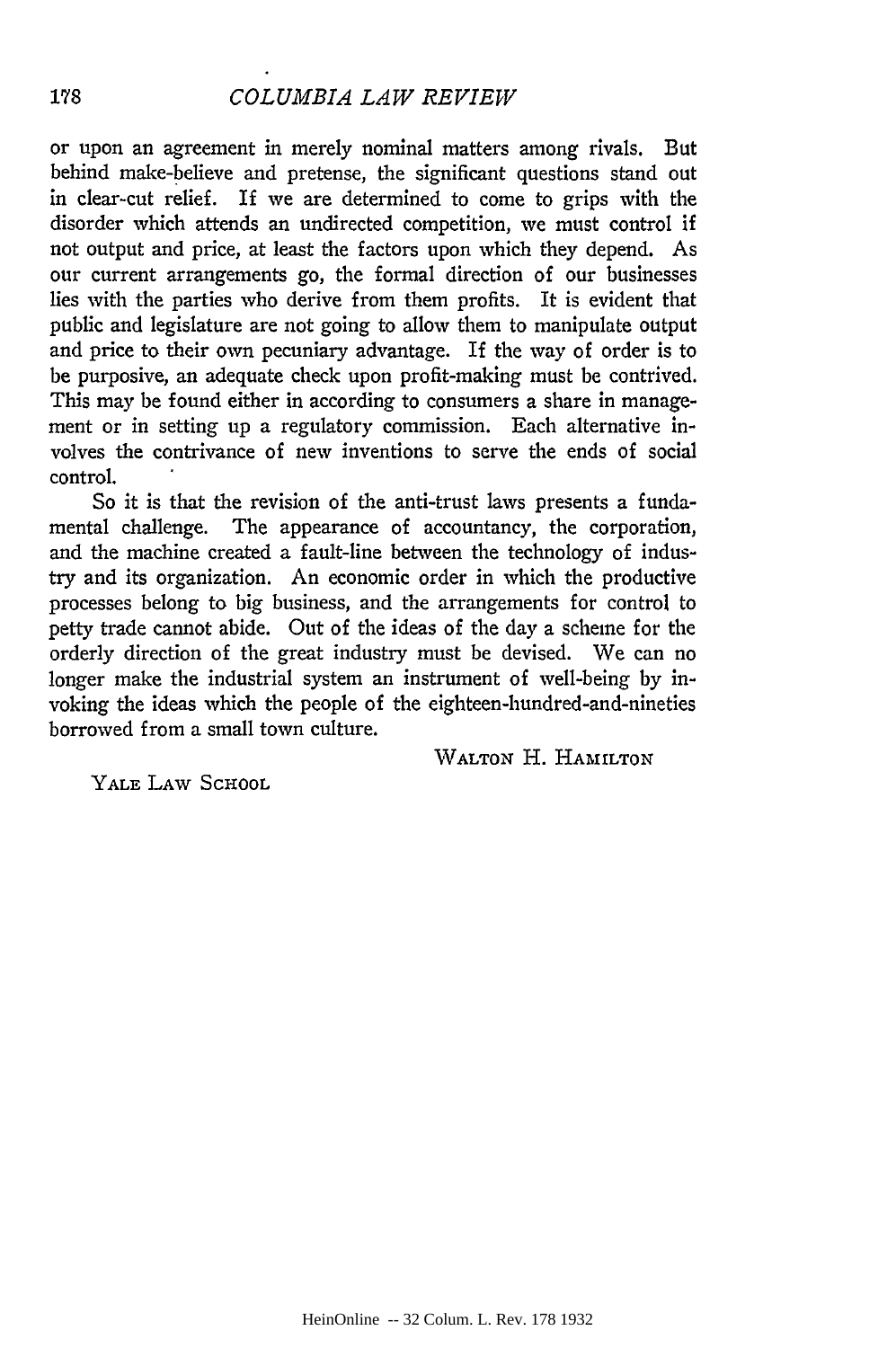or upon an agreement in merely nominal matters among rivals. But behind make-believe and pretense, the significant questions stand out in clear-cut relief. If we are determined to come to grips with the disorder which attends an undirected competition, we must control if not output and price, at least the factors upon which they depend. As our current arrangements go, the formal direction of our businesses lies with the parties who derive from them profits. It is evident that public and legislature are not going to allow them to manipulate output and price to their own pecuniary advantage. If the way of order is to be purposive, an adequate check upon profit-making must be contrived. This may be found either in according to consumers a share in management or in setting up a regulatory commission. Each alternative involves the contrivance of new inventions to serve the ends of social control.

So it is that the revision of the anti-trust laws presents a fundamental challenge. The appearance of accountancy, the corporation, and the machine created a fault-line between the technology of industry and its organization. An economic order in which the productive processes belong to big business, and the arrangements for control to petty trade cannot abide. Out of the ideas of the day a scheme for the orderly direction of the great industry must be devised. We can no longer make the industrial system an instrument of well-being by invoking the ideas which the people of the eighteen-hundred-and-nineties borrowed from a small town culture.

WALTON H. HAMILTON

YALE LAW SCHOOL